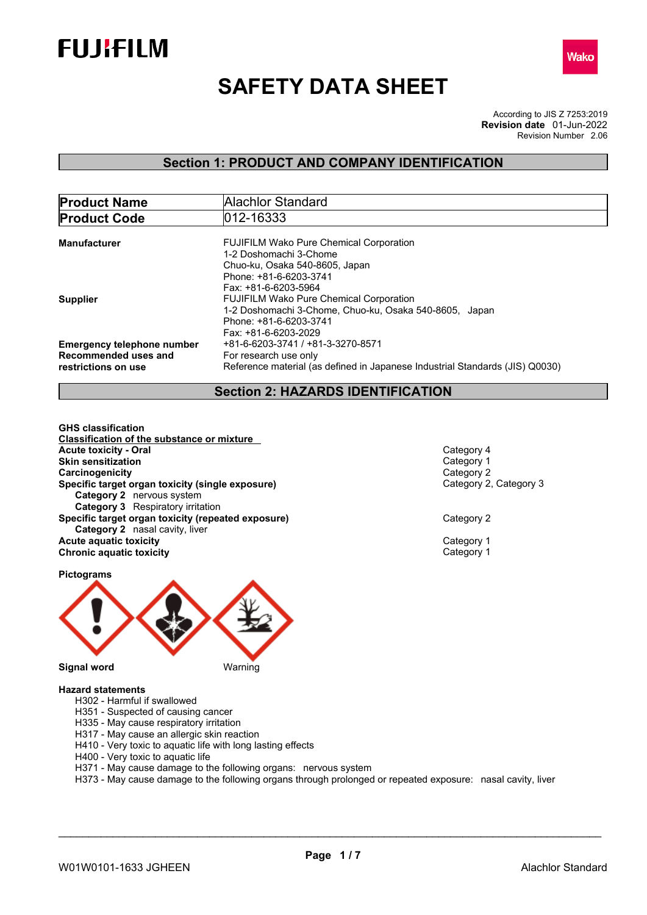FUJIFILM

Wako

# SAFETY DATA SHEET

According to JIS Z 7253:2019
**Revision date** 01-Jun-2022
Revision Number 2.06

## Section 1: PRODUCT AND COMPANY IDENTIFICATION

| **Product Name** | Alachlor Standard |
|---|---|
| **Product Code** | 012-16333 |

**Manufacturer**
FUJIFILM Wako Pure Chemical Corporation
1-2 Doshomachi 3-Chome
Chuo-ku, Osaka 540-8605, Japan
Phone: +81-6-6203-3741
Fax: +81-6-6203-5964

**Supplier**
FUJIFILM Wako Pure Chemical Corporation
1-2 Doshomachi 3-Chome, Chuo-ku, Osaka 540-8605, Japan
Phone: +81-6-6203-3741
Fax: +81-6-6203-2029

**Emergency telephone number** +81-6-6203-3741 / +81-3-3270-8571

**Recommended uses and restrictions on use**
For research use only
Reference material (as defined in Japanese Industrial Standards (JIS) Q0030)

## Section 2: HAZARDS IDENTIFICATION

**GHS classification**

**Classification of the substance or mixture**

| | |
|---|---|
| **Acute toxicity - Oral** | Category 4 |
| **Skin sensitization** | Category 1 |
| **Carcinogenicity** | Category 2 |
| **Specific target organ toxicity (single exposure)** | Category 2, Category 3 |
| **Category 2** nervous system | |
| **Category 3** Respiratory irritation | |
| **Specific target organ toxicity (repeated exposure)** | Category 2 |
| **Category 2** nasal cavity, liver | |
| **Acute aquatic toxicity** | Category 1 |
| **Chronic aquatic toxicity** | Category 1 |

**Pictograms**

**Signal word** Warning

**Hazard statements**

- H302 - Harmful if swallowed
- H351 - Suspected of causing cancer
- H335 - May cause respiratory irritation
- H317 - May cause an allergic skin reaction
- H410 - Very toxic to aquatic life with long lasting effects
- H400 - Very toxic to aquatic life
- H371 - May cause damage to the following organs: nervous system
- H373 - May cause damage to the following organs through prolonged or repeated exposure: nasal cavity, liver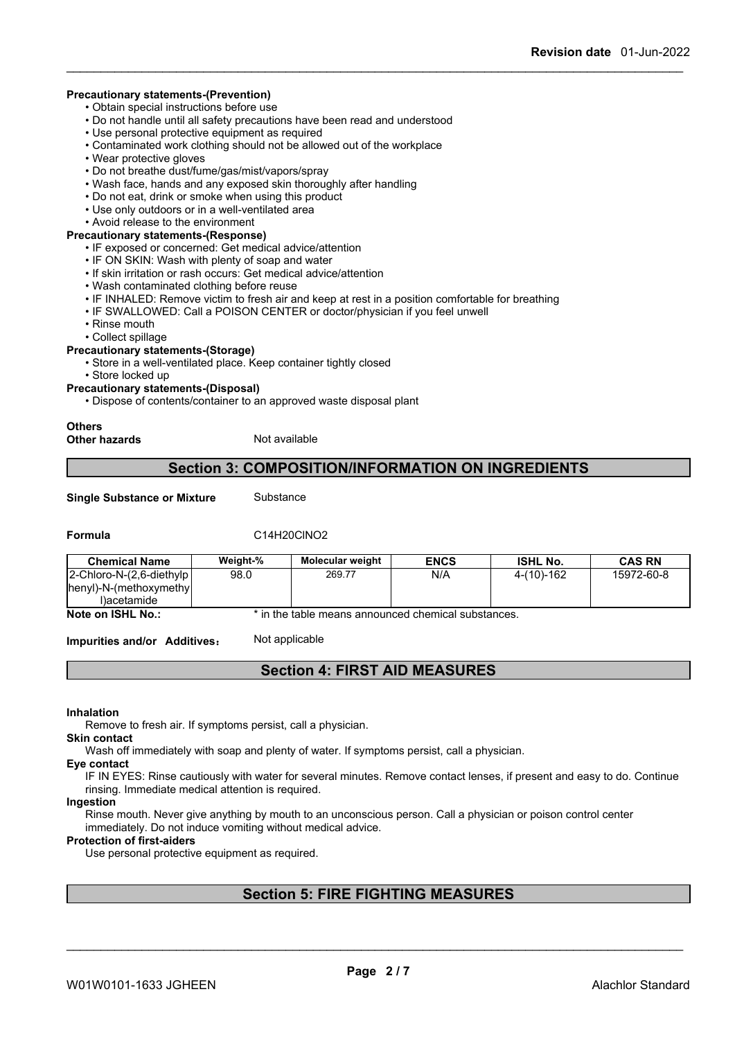**Precautionary statements-(Prevention)**

- Obtain special instructions before use
- Do not handle until all safety precautions have been read and understood
- Use personal protective equipment as required
- Contaminated work clothing should not be allowed out of the workplace
- Wear protective gloves
- Do not breathe dust/fume/gas/mist/vapors/spray
- Wash face, hands and any exposed skin thoroughly after handling
- Do not eat, drink or smoke when using this product
- Use only outdoors or in a well-ventilated area
- Avoid release to the environment

**Precautionary statements-(Response)**

- IF exposed or concerned: Get medical advice/attention
- IF ON SKIN: Wash with plenty of soap and water
- If skin irritation or rash occurs: Get medical advice/attention
- Wash contaminated clothing before reuse
- IF INHALED: Remove victim to fresh air and keep at rest in a position comfortable for breathing
- IF SWALLOWED: Call a POISON CENTER or doctor/physician if you feel unwell
- Rinse mouth
- Collect spillage

**Precautionary statements-(Storage)**

- Store in a well-ventilated place. Keep container tightly closed
- Store locked up

**Precautionary statements-(Disposal)**

- Dispose of contents/container to an approved waste disposal plant

**Others**

**Other hazards** Not available

## Section 3: COMPOSITION/INFORMATION ON INGREDIENTS

**Single Substance or Mixture** Substance

**Formula** C14H20ClNO2

| Chemical Name | Weight-% | Molecular weight | ENCS | ISHL No. | CAS RN |
|---|---|---|---|---|---|
| 2-Chloro-N-(2,6-diethylphenyl)-N-(methoxymethyl)acetamide | 98.0 | 269.77 | N/A | 4-(10)-162 | 15972-60-8 |

**Note on ISHL No.:** * in the table means announced chemical substances.

**Impurities and/or Additives:** Not applicable

## Section 4: FIRST AID MEASURES

**Inhalation**

Remove to fresh air. If symptoms persist, call a physician.

**Skin contact**

Wash off immediately with soap and plenty of water. If symptoms persist, call a physician.

**Eye contact**

IF IN EYES: Rinse cautiously with water for several minutes. Remove contact lenses, if present and easy to do. Continue rinsing. Immediate medical attention is required.

**Ingestion**

Rinse mouth. Never give anything by mouth to an unconscious person. Call a physician or poison control center immediately. Do not induce vomiting without medical advice.

**Protection of first-aiders**

Use personal protective equipment as required.

## Section 5: FIRE FIGHTING MEASURES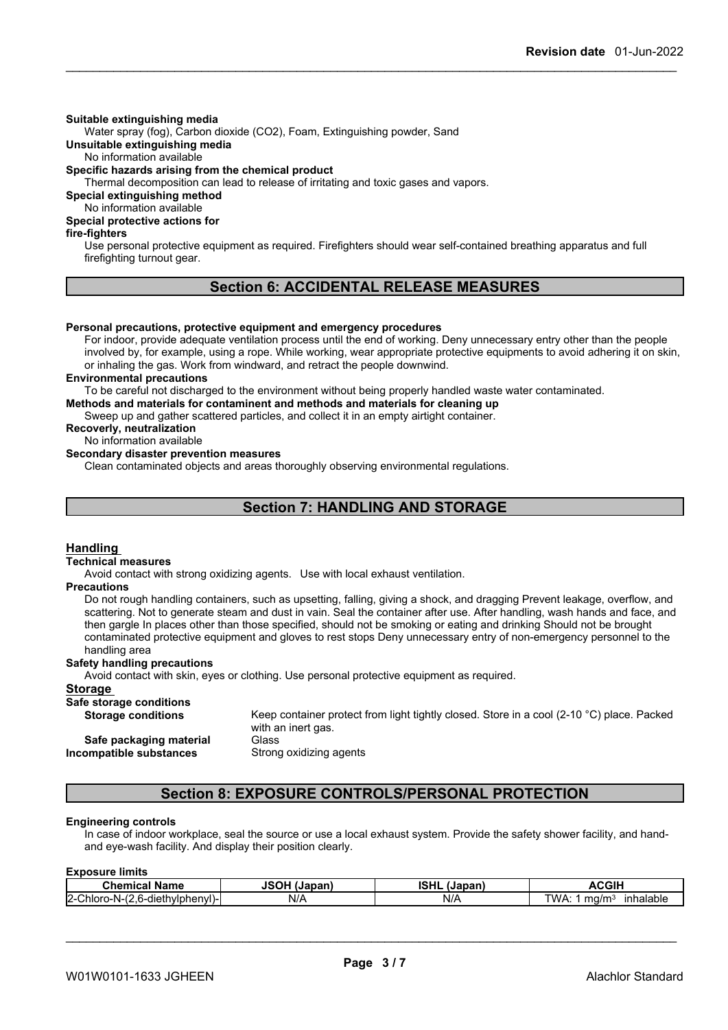**Suitable extinguishing media**
Water spray (fog), Carbon dioxide (CO2), Foam, Extinguishing powder, Sand

**Unsuitable extinguishing media**
No information available

**Specific hazards arising from the chemical product**
Thermal decomposition can lead to release of irritating and toxic gases and vapors.

**Special extinguishing method**
No information available

**Special protective actions for fire-fighters**
Use personal protective equipment as required. Firefighters should wear self-contained breathing apparatus and full firefighting turnout gear.

## Section 6: ACCIDENTAL RELEASE MEASURES

**Personal precautions, protective equipment and emergency procedures**
For indoor, provide adequate ventilation process until the end of working. Deny unnecessary entry other than the people involved by, for example, using a rope. While working, wear appropriate protective equipments to avoid adhering it on skin, or inhaling the gas. Work from windward, and retract the people downwind.

**Environmental precautions**
To be careful not discharged to the environment without being properly handled waste water contaminated.

**Methods and materials for contaminent and methods and materials for cleaning up**
Sweep up and gather scattered particles, and collect it in an empty airtight container.

**Recoverly, neutralization**
No information available

**Secondary disaster prevention measures**
Clean contaminated objects and areas thoroughly observing environmental regulations.

## Section 7: HANDLING AND STORAGE

### Handling

**Technical measures**
Avoid contact with strong oxidizing agents. Use with local exhaust ventilation.

**Precautions**
Do not rough handling containers, such as upsetting, falling, giving a shock, and dragging Prevent leakage, overflow, and scattering. Not to generate steam and dust in vain. Seal the container after use. After handling, wash hands and face, and then gargle In places other than those specified, should not be smoking or eating and drinking Should not be brought contaminated protective equipment and gloves to rest stops Deny unnecessary entry of non-emergency personnel to the handling area

**Safety handling precautions**
Avoid contact with skin, eyes or clothing. Use personal protective equipment as required.

### Storage

**Safe storage conditions**

**Storage conditions** Keep container protect from light tightly closed. Store in a cool (2-10 °C) place. Packed with an inert gas.

**Safe packaging material** Glass

**Incompatible substances** Strong oxidizing agents

## Section 8: EXPOSURE CONTROLS/PERSONAL PROTECTION

**Engineering controls**
In case of indoor workplace, seal the source or use a local exhaust system. Provide the safety shower facility, and hand- and eye-wash facility. And display their position clearly.

**Exposure limits**

| Chemical Name | JSOH (Japan) | ISHL (Japan) | ACGIH |
|---|---|---|---|
| 2-Chloro-N-(2,6-diethylphenyl)- | N/A | N/A | TWA: 1 mg/m³ inhalable |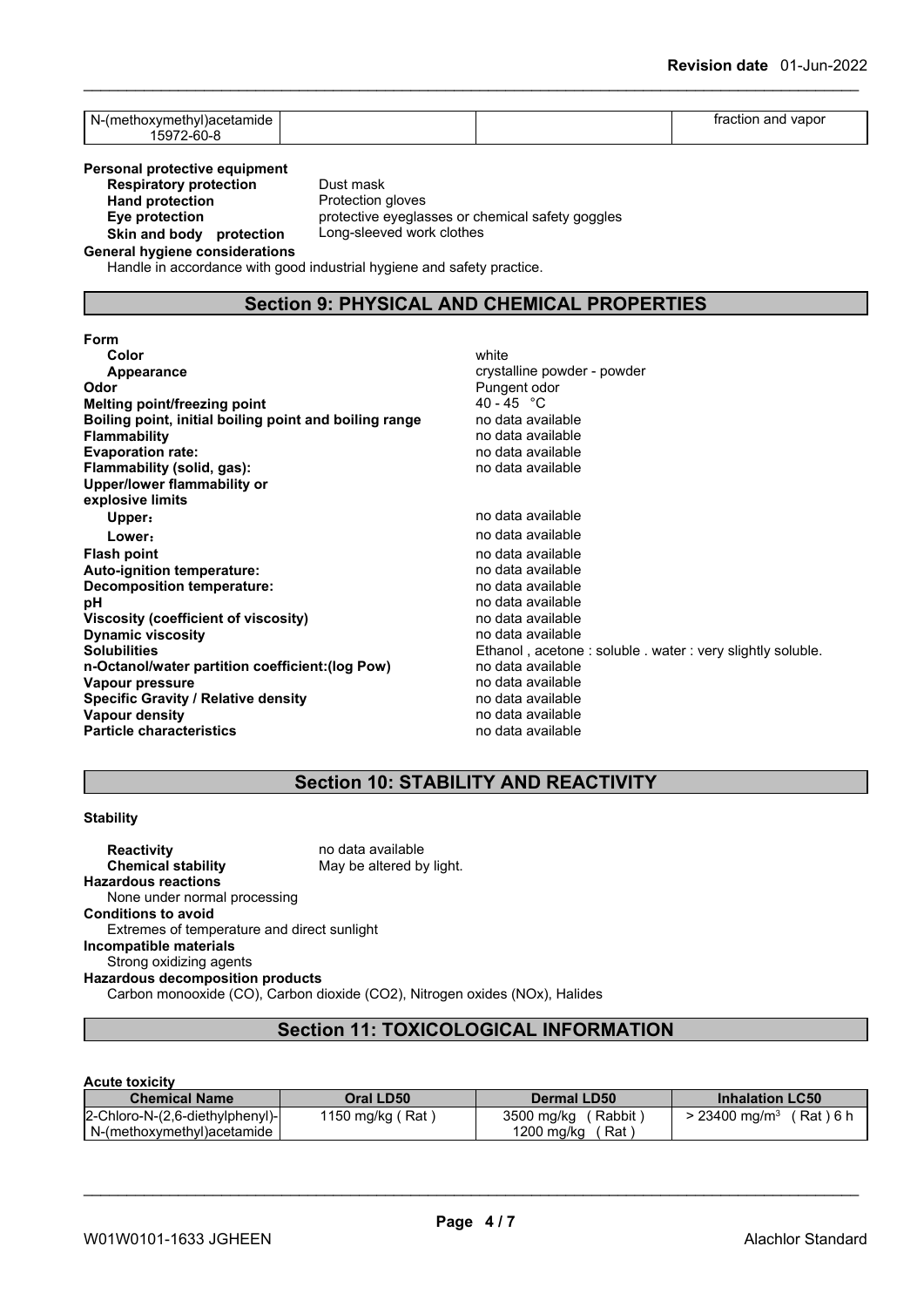| N-(methoxymethyl)acetamide 15972-60-8 | | | fraction and vapor |
|---|---|---|---|

**Personal protective equipment**

**Respiratory protection** Dust mask
**Hand protection** Protection gloves
**Eye protection** protective eyeglasses or chemical safety goggles
**Skin and body protection** Long-sleeved work clothes

**General hygiene considerations**

Handle in accordance with good industrial hygiene and safety practice.

## Section 9: PHYSICAL AND CHEMICAL PROPERTIES

**Form**

| | |
|---|---|
| **Color** | white |
| **Appearance** | crystalline powder - powder |
| **Odor** | Pungent odor |
| **Melting point/freezing point** | 40 - 45 °C |
| **Boiling point, initial boiling point and boiling range** | no data available |
| **Flammability** | no data available |
| **Evaporation rate:** | no data available |
| **Flammability (solid, gas):** | no data available |
| **Upper/lower flammability or explosive limits** | |
| **Upper:** | no data available |
| **Lower:** | no data available |
| **Flash point** | no data available |
| **Auto-ignition temperature:** | no data available |
| **Decomposition temperature:** | no data available |
| **pH** | no data available |
| **Viscosity (coefficient of viscosity)** | no data available |
| **Dynamic viscosity** | no data available |
| **Solubilities** | Ethanol , acetone : soluble . water : very slightly soluble. |
| **n-Octanol/water partition coefficient:(log Pow)** | no data available |
| **Vapour pressure** | no data available |
| **Specific Gravity / Relative density** | no data available |
| **Vapour density** | no data available |
| **Particle characteristics** | no data available |

## Section 10: STABILITY AND REACTIVITY

**Stability**

**Reactivity** no data available
**Chemical stability** May be altered by light.

**Hazardous reactions**

None under normal processing

**Conditions to avoid**

Extremes of temperature and direct sunlight

**Incompatible materials**

Strong oxidizing agents

**Hazardous decomposition products**

Carbon monooxide (CO), Carbon dioxide ($CO_2$), Nitrogen oxides (NOx), Halides

## Section 11: TOXICOLOGICAL INFORMATION

**Acute toxicity**

| Chemical Name | Oral LD50 | Dermal LD50 | Inhalation LC50 |
|---|---|---|---|
| 2-Chloro-N-(2,6-diethylphenyl)-N-(methoxymethyl)acetamide | 1150 mg/kg ( Rat ) | 3500 mg/kg ( Rabbit ) 1200 mg/kg ( Rat ) | > 23400 mg/m$^3$ ( Rat ) 6 h |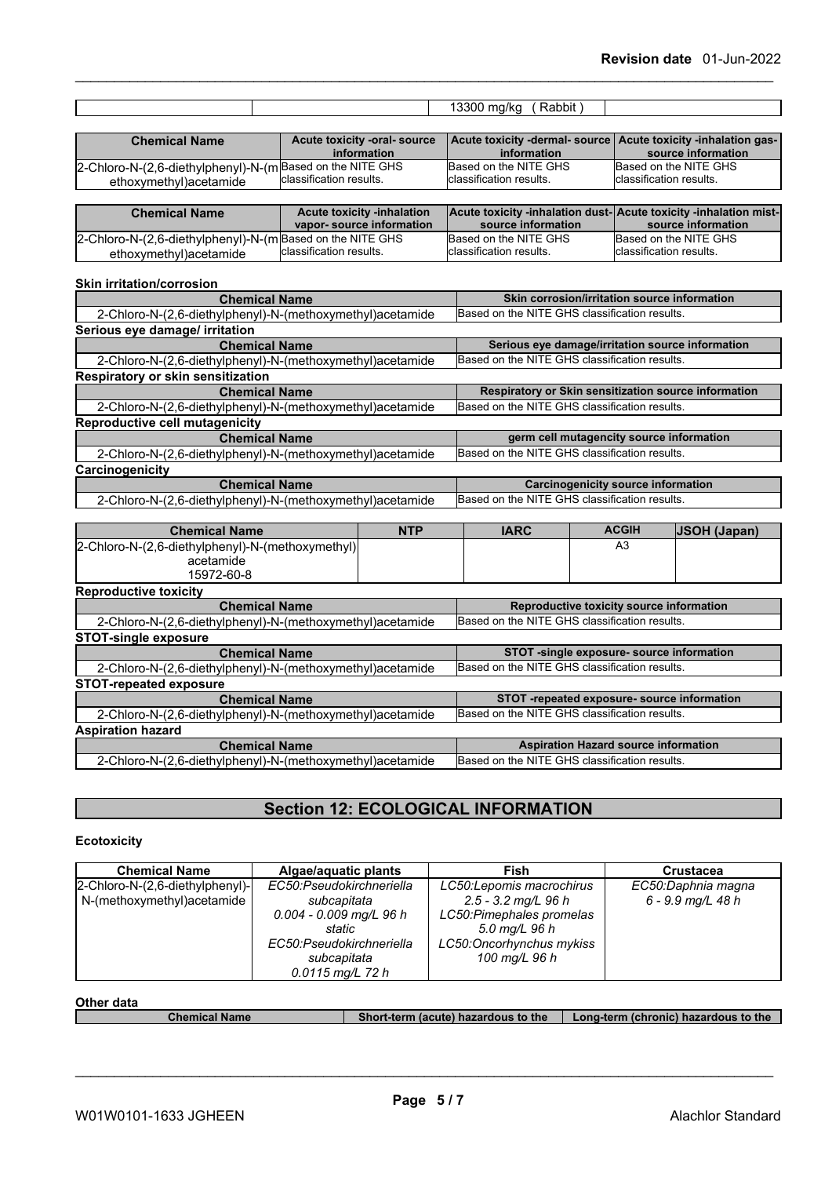| | | 13300 mg/kg ( Rabbit ) | |
|---|---|---|---|

| Chemical Name | Acute toxicity -oral- source information | Acute toxicity -dermal- source information | Acute toxicity -inhalation gas- source information |
|---|---|---|---|
| 2-Chloro-N-(2,6-diethylphenyl)-N-(methoxymethyl)acetamide | Based on the NITE GHS classification results. | Based on the NITE GHS classification results. | Based on the NITE GHS classification results. |

| Chemical Name | Acute toxicity -inhalation vapor- source information | Acute toxicity -inhalation dust- source information | Acute toxicity -inhalation mist- source information |
|---|---|---|---|
| 2-Chloro-N-(2,6-diethylphenyl)-N-(methoxymethyl)acetamide | Based on the NITE GHS classification results. | Based on the NITE GHS classification results. | Based on the NITE GHS classification results. |

**Skin irritation/corrosion**

| Chemical Name | Skin corrosion/irritation source information |
|---|---|
| 2-Chloro-N-(2,6-diethylphenyl)-N-(methoxymethyl)acetamide | Based on the NITE GHS classification results. |

**Serious eye damage/ irritation**

| Chemical Name | Serious eye damage/irritation source information |
|---|---|
| 2-Chloro-N-(2,6-diethylphenyl)-N-(methoxymethyl)acetamide | Based on the NITE GHS classification results. |

**Respiratory or skin sensitization**

| Chemical Name | Respiratory or Skin sensitization source information |
|---|---|
| 2-Chloro-N-(2,6-diethylphenyl)-N-(methoxymethyl)acetamide | Based on the NITE GHS classification results. |

**Reproductive cell mutagenicity**

| Chemical Name | germ cell mutagencity source information |
|---|---|
| 2-Chloro-N-(2,6-diethylphenyl)-N-(methoxymethyl)acetamide | Based on the NITE GHS classification results. |

**Carcinogenicity**

| Chemical Name | Carcinogenicity source information |
|---|---|
| 2-Chloro-N-(2,6-diethylphenyl)-N-(methoxymethyl)acetamide | Based on the NITE GHS classification results. |

| Chemical Name | NTP | IARC | ACGIH | JSOH (Japan) |
|---|---|---|---|---|
| 2-Chloro-N-(2,6-diethylphenyl)-N-(methoxymethyl) acetamide 15972-60-8 | | | A3 | |

**Reproductive toxicity**

| Chemical Name | Reproductive toxicity source information |
|---|---|
| 2-Chloro-N-(2,6-diethylphenyl)-N-(methoxymethyl)acetamide | Based on the NITE GHS classification results. |

**STOT-single exposure**

| Chemical Name | STOT -single exposure- source information |
|---|---|
| 2-Chloro-N-(2,6-diethylphenyl)-N-(methoxymethyl)acetamide | Based on the NITE GHS classification results. |

**STOT-repeated exposure**

| Chemical Name | STOT -repeated exposure- source information |
|---|---|
| 2-Chloro-N-(2,6-diethylphenyl)-N-(methoxymethyl)acetamide | Based on the NITE GHS classification results. |

**Aspiration hazard**

| Chemical Name | Aspiration Hazard source information |
|---|---|
| 2-Chloro-N-(2,6-diethylphenyl)-N-(methoxymethyl)acetamide | Based on the NITE GHS classification results. |

## Section 12: ECOLOGICAL INFORMATION

**Ecotoxicity**

| Chemical Name | Algae/aquatic plants | Fish | Crustacea |
|---|---|---|---|
| 2-Chloro-N-(2,6-diethylphenyl)-N-(methoxymethyl)acetamide | *EC50:Pseudokirchneriella subcapitata 0.004 - 0.009 mg/L 96 h static EC50:Pseudokirchneriella subcapitata 0.0115 mg/L 72 h* | *LC50:Lepomis macrochirus 2.5 - 3.2 mg/L 96 h LC50:Pimephales promelas 5.0 mg/L 96 h LC50:Oncorhynchus mykiss 100 mg/L 96 h* | *EC50:Daphnia magna 6 - 9.9 mg/L 48 h* |

**Other data**

| Chemical Name | Short-term (acute) hazardous to the | Long-term (chronic) hazardous to the |
|---|---|---|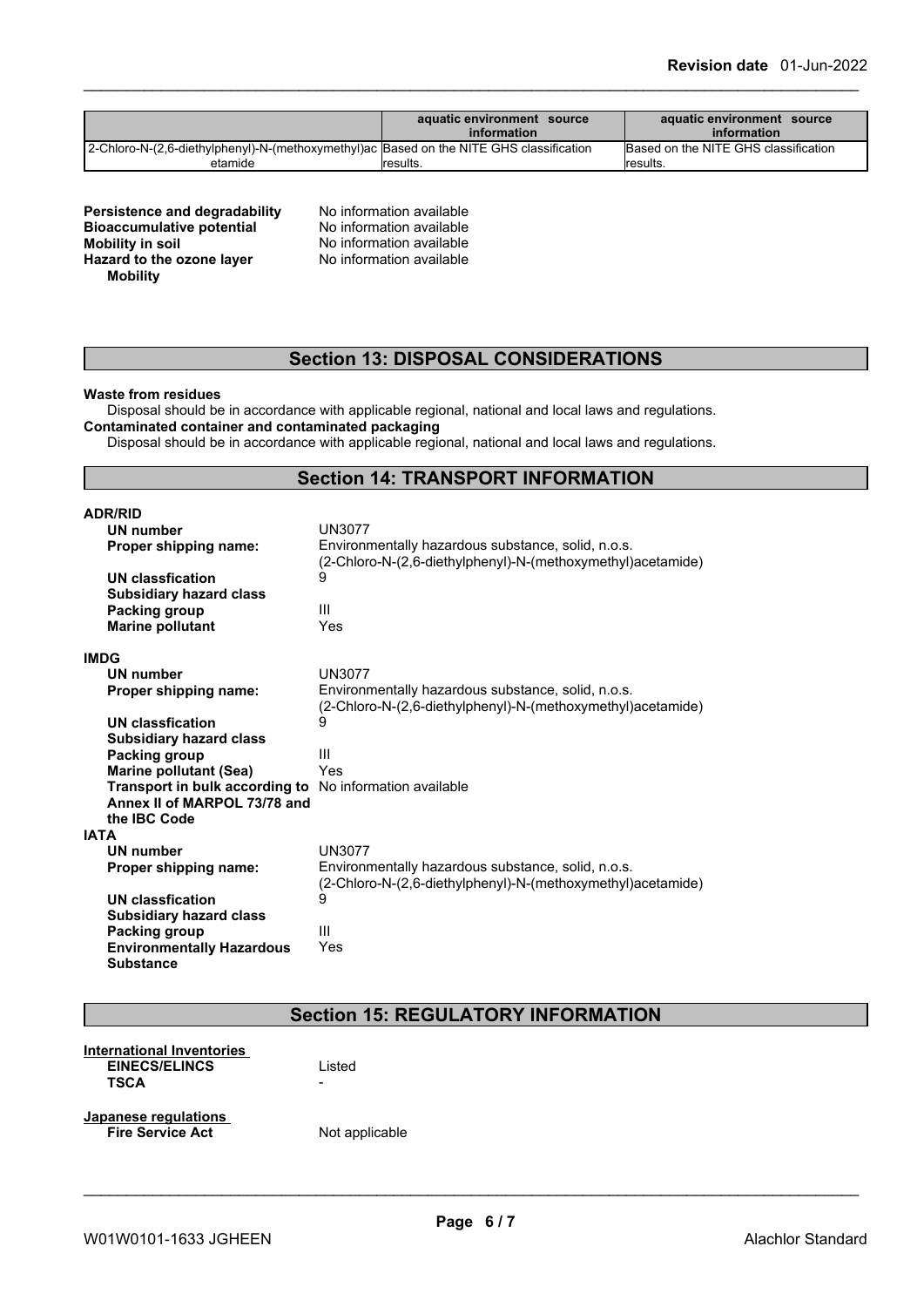| | aquatic environment source information | aquatic environment source information |
|---|---|---|
| 2-Chloro-N-(2,6-diethylphenyl)-N-(methoxymethyl)acetamide | Based on the NITE GHS classification results. | Based on the NITE GHS classification results. |

**Persistence and degradability** No information available
**Bioaccumulative potential** No information available
**Mobility in soil** No information available
**Hazard to the ozone layer** No information available
**Mobility**

## Section 13: DISPOSAL CONSIDERATIONS

**Waste from residues**
Disposal should be in accordance with applicable regional, national and local laws and regulations.
**Contaminated container and contaminated packaging**
Disposal should be in accordance with applicable regional, national and local laws and regulations.

## Section 14: TRANSPORT INFORMATION

**ADR/RID**

| | |
|---|---|
| **UN number** | UN3077 |
| **Proper shipping name:** | Environmentally hazardous substance, solid, n.o.s. (2-Chloro-N-(2,6-diethylphenyl)-N-(methoxymethyl)acetamide) |
| **UN classfication** | 9 |
| **Subsidiary hazard class** | |
| **Packing group** | III |
| **Marine pollutant** | Yes |

**IMDG**

| | |
|---|---|
| **UN number** | UN3077 |
| **Proper shipping name:** | Environmentally hazardous substance, solid, n.o.s. (2-Chloro-N-(2,6-diethylphenyl)-N-(methoxymethyl)acetamide) |
| **UN classfication** | 9 |
| **Subsidiary hazard class** | |
| **Packing group** | III |
| **Marine pollutant (Sea)** | Yes |
| **Transport in bulk according to Annex II of MARPOL 73/78 and the IBC Code** | No information available |

**IATA**

| | |
|---|---|
| **UN number** | UN3077 |
| **Proper shipping name:** | Environmentally hazardous substance, solid, n.o.s. (2-Chloro-N-(2,6-diethylphenyl)-N-(methoxymethyl)acetamide) |
| **UN classfication** | 9 |
| **Subsidiary hazard class** | |
| **Packing group** | III |
| **Environmentally Hazardous Substance** | Yes |

## Section 15: REGULATORY INFORMATION

**International Inventories**

| | |
|---|---|
| **EINECS/ELINCS** | Listed |
| **TSCA** | - |

**Japanese regulations**

| | |
|---|---|
| **Fire Service Act** | Not applicable |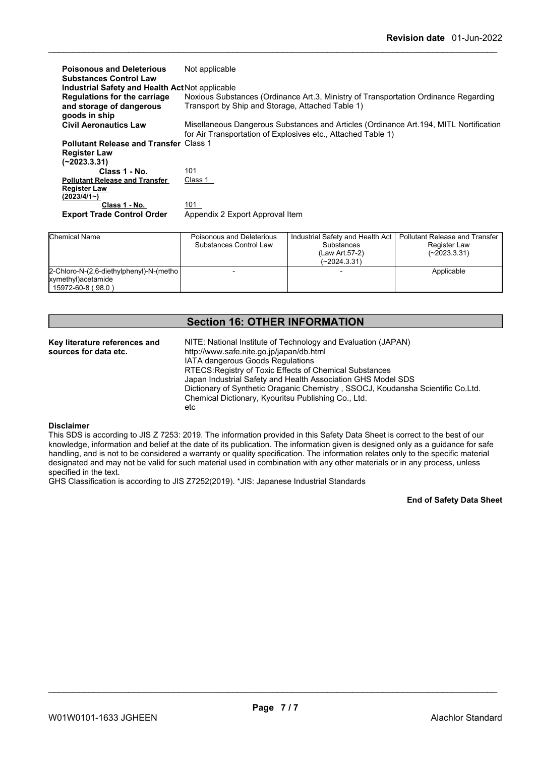| | |
|---|---|
| **Poisonous and Deleterious Substances Control Law** | Not applicable |
| **Industrial Safety and Health Act** | Not applicable |
| **Regulations for the carriage and storage of dangerous goods in ship** | Noxious Substances (Ordinance Art.3, Ministry of Transportation Ordinance Regarding Transport by Ship and Storage, Attached Table 1) |
| **Civil Aeronautics Law** | Misellaneous Dangerous Substances and Articles (Ordinance Art.194, MITL Nortification for Air Transportation of Explosives etc., Attached Table 1) |
| **Pollutant Release and Transfer Register Law (~2023.3.31)** | Class 1 |
| **Class 1 - No.** | 101 |
| **Pollutant Release and Transfer Register Law (2023/4/1~)** | Class 1 |
| **Class 1 - No.** | 101 |
| **Export Trade Control Order** | Appendix 2 Export Approval Item |

| Chemical Name | Poisonous and Deleterious Substances Control Law | Industrial Safety and Health Act Substances (Law Art.57-2) (~2024.3.31) | Pollutant Release and Transfer Register Law (~2023.3.31) |
|---|---|---|---|
| 2-Chloro-N-(2,6-diethylphenyl)-N-(methoxymethyl)acetamide 15972-60-8 ( 98.0 ) | - | - | Applicable |

## Section 16: OTHER INFORMATION

**Key literature references and sources for data etc.**

NITE: National Institute of Technology and Evaluation (JAPAN)
http://www.safe.nite.go.jp/japan/db.html
IATA dangerous Goods Regulations
RTECS:Registry of Toxic Effects of Chemical Substances
Japan Industrial Safety and Health Association GHS Model SDS
Dictionary of Synthetic Oraganic Chemistry , SSOCJ, Koudansha Scientific Co.Ltd.
Chemical Dictionary, Kyouritsu Publishing Co., Ltd.
etc

**Disclaimer**

This SDS is according to JIS Z 7253: 2019. The information provided in this Safety Data Sheet is correct to the best of our knowledge, information and belief at the date of its publication. The information given is designed only as a guidance for safe handling, and is not to be considered a warranty or quality specification. The information relates only to the specific material designated and may not be valid for such material used in combination with any other materials or in any process, unless specified in the text.

GHS Classification is according to JIS Z7252(2019). *JIS: Japanese Industrial Standards

**End of Safety Data Sheet**